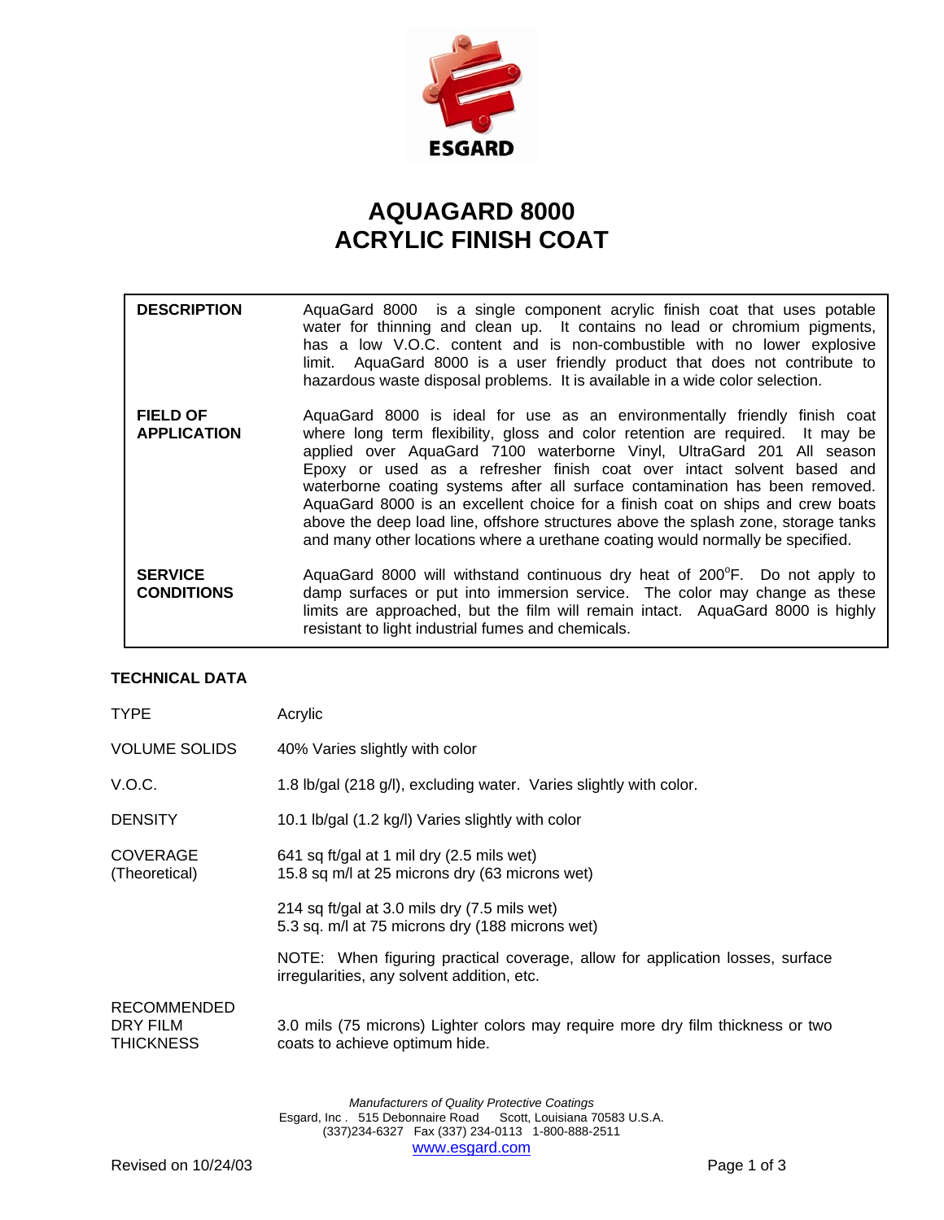ESGARD

# AQUAGARD 8000
# ACRYLIC FINISH COAT

| | |
|---|---|
| **DESCRIPTION** | AquaGard 8000 is a single component acrylic finish coat that uses potable water for thinning and clean up. It contains no lead or chromium pigments, has a low V.O.C. content and is non-combustible with no lower explosive limit. AquaGard 8000 is a user friendly product that does not contribute to hazardous waste disposal problems. It is available in a wide color selection. |
| **FIELD OF APPLICATION** | AquaGard 8000 is ideal for use as an environmentally friendly finish coat where long term flexibility, gloss and color retention are required. It may be applied over AquaGard 7100 waterborne Vinyl, UltraGard 201 All season Epoxy or used as a refresher finish coat over intact solvent based and waterborne coating systems after all surface contamination has been removed. AquaGard 8000 is an excellent choice for a finish coat on ships and crew boats above the deep load line, offshore structures above the splash zone, storage tanks and many other locations where a urethane coating would normally be specified. |
| **SERVICE CONDITIONS** | AquaGard 8000 will withstand continuous dry heat of 200°F. Do not apply to damp surfaces or put into immersion service. The color may change as these limits are approached, but the film will remain intact. AquaGard 8000 is highly resistant to light industrial fumes and chemicals. |

## TECHNICAL DATA

| | |
|---|---|
| TYPE | Acrylic |
| VOLUME SOLIDS | 40% Varies slightly with color |
| V.O.C. | 1.8 lb/gal (218 g/l), excluding water. Varies slightly with color. |
| DENSITY | 10.1 lb/gal (1.2 kg/l) Varies slightly with color |
| COVERAGE (Theoretical) | 641 sq ft/gal at 1 mil dry (2.5 mils wet)<br>15.8 sq m/l at 25 microns dry (63 microns wet)<br><br>214 sq ft/gal at 3.0 mils dry (7.5 mils wet)<br>5.3 sq. m/l at 75 microns dry (188 microns wet)<br><br>NOTE: When figuring practical coverage, allow for application losses, surface irregularities, any solvent addition, etc. |
| RECOMMENDED DRY FILM THICKNESS | 3.0 mils (75 microns) Lighter colors may require more dry film thickness or two coats to achieve optimum hide. |

*Manufacturers of Quality Protective Coatings*
Esgard, Inc . 515 Debonnaire Road Scott, Louisiana 70583 U.S.A.
(337)234-6327 Fax (337) 234-0113 1-800-888-2511
www.esgard.com

Revised on 10/24/03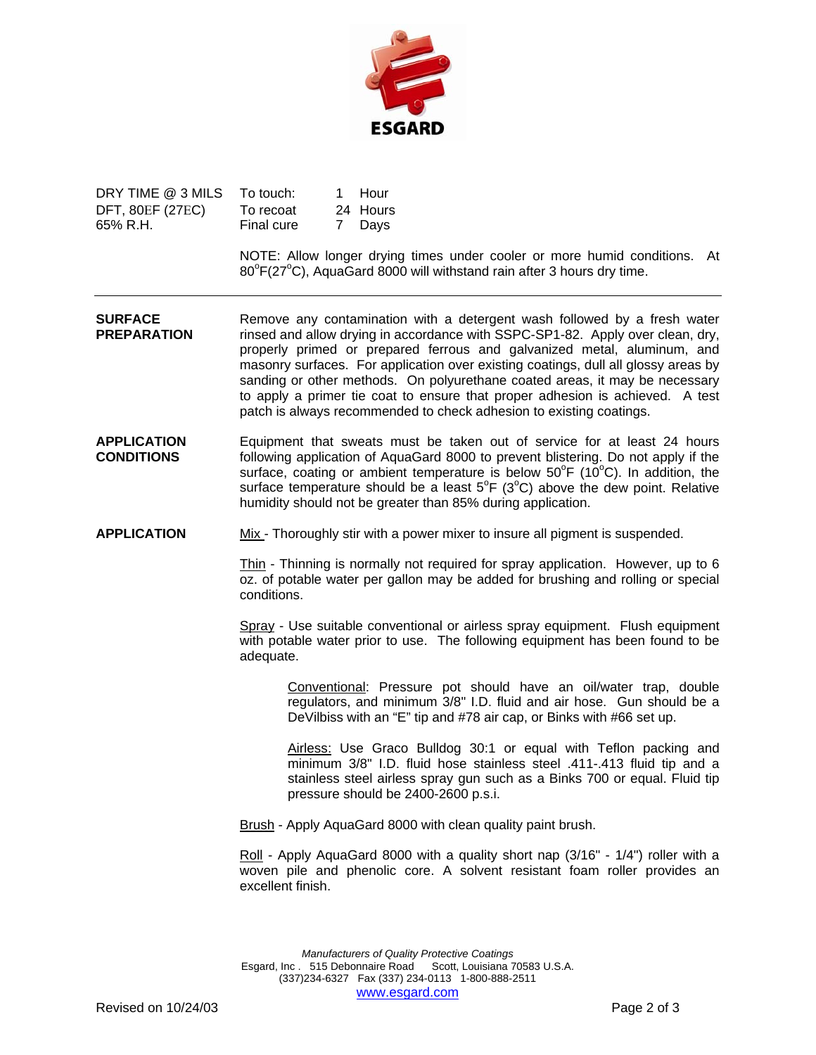ESGARD

| DRY TIME @ 3 MILS DFT, 80EF (27EC) 65% R.H. | | |
|---|---|---|
| | To touch: | 1 Hour |
| | To recoat | 24 Hours |
| | Final cure | 7 Days |

NOTE: Allow longer drying times under cooler or more humid conditions. At 80°F(27°C), AquaGard 8000 will withstand rain after 3 hours dry time.

---

**SURFACE PREPARATION**

Remove any contamination with a detergent wash followed by a fresh water rinsed and allow drying in accordance with SSPC-SP1-82. Apply over clean, dry, properly primed or prepared ferrous and galvanized metal, aluminum, and masonry surfaces. For application over existing coatings, dull all glossy areas by sanding or other methods. On polyurethane coated areas, it may be necessary to apply a primer tie coat to ensure that proper adhesion is achieved. A test patch is always recommended to check adhesion to existing coatings.

**APPLICATION CONDITIONS**

Equipment that sweats must be taken out of service for at least 24 hours following application of AquaGard 8000 to prevent blistering. Do not apply if the surface, coating or ambient temperature is below 50°F (10°C). In addition, the surface temperature should be a least 5°F (3°C) above the dew point. Relative humidity should not be greater than 85% during application.

**APPLICATION**

Mix - Thoroughly stir with a power mixer to insure all pigment is suspended.

Thin - Thinning is normally not required for spray application. However, up to 6 oz. of potable water per gallon may be added for brushing and rolling or special conditions.

Spray - Use suitable conventional or airless spray equipment. Flush equipment with potable water prior to use. The following equipment has been found to be adequate.

> Conventional: Pressure pot should have an oil/water trap, double regulators, and minimum 3/8" I.D. fluid and air hose. Gun should be a DeVilbiss with an "E" tip and #78 air cap, or Binks with #66 set up.
>
> Airless: Use Graco Bulldog 30:1 or equal with Teflon packing and minimum 3/8" I.D. fluid hose stainless steel .411-.413 fluid tip and a stainless steel airless spray gun such as a Binks 700 or equal. Fluid tip pressure should be 2400-2600 p.s.i.

Brush - Apply AquaGard 8000 with clean quality paint brush.

Roll - Apply AquaGard 8000 with a quality short nap (3/16" - 1/4") roller with a woven pile and phenolic core. A solvent resistant foam roller provides an excellent finish.

*Manufacturers of Quality Protective Coatings*
Esgard, Inc . 515 Debonnaire Road Scott, Louisiana 70583 U.S.A.
(337)234-6327 Fax (337) 234-0113 1-800-888-2511
www.esgard.com

Revised on 10/24/03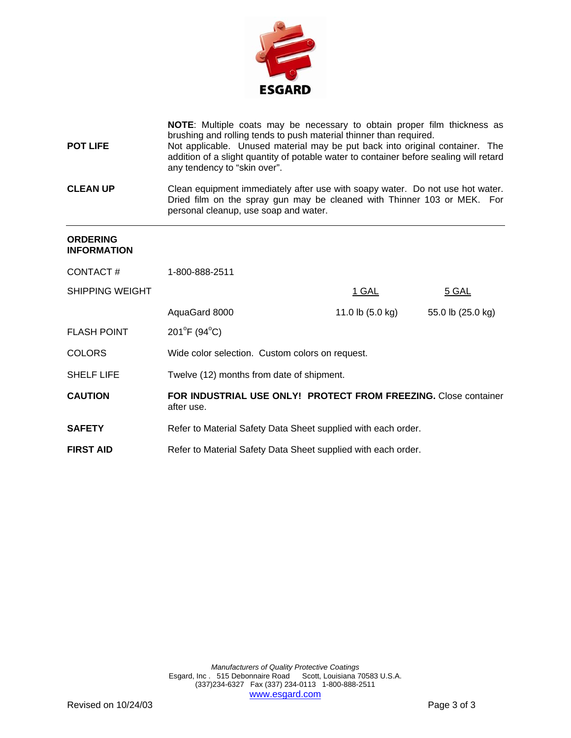ESGARD

**NOTE**: Multiple coats may be necessary to obtain proper film thickness as brushing and rolling tends to push material thinner than required.

**POT LIFE** Not applicable. Unused material may be put back into original container. The addition of a slight quantity of potable water to container before sealing will retard any tendency to "skin over".

**CLEAN UP** Clean equipment immediately after use with soapy water. Do not use hot water. Dried film on the spray gun may be cleaned with Thinner 103 or MEK. For personal cleanup, use soap and water.

---

**ORDERING INFORMATION**

| | | | |
|---|---|---|---|
| CONTACT # | 1-800-888-2511 | | |
| SHIPPING WEIGHT | | 1 GAL | 5 GAL |
| | AquaGard 8000 | 11.0 lb (5.0 kg) | 55.0 lb (25.0 kg) |
| FLASH POINT | 201°F (94°C) | | |
| COLORS | Wide color selection. Custom colors on request. | | |
| SHELF LIFE | Twelve (12) months from date of shipment. | | |

**CAUTION** **FOR INDUSTRIAL USE ONLY! PROTECT FROM FREEZING.** Close container after use.

**SAFETY** Refer to Material Safety Data Sheet supplied with each order.

**FIRST AID** Refer to Material Safety Data Sheet supplied with each order.

*Manufacturers of Quality Protective Coatings*
Esgard, Inc . 515 Debonnaire Road Scott, Louisiana 70583 U.S.A.
(337)234-6327 Fax (337) 234-0113 1-800-888-2511
www.esgard.com

Revised on 10/24/03